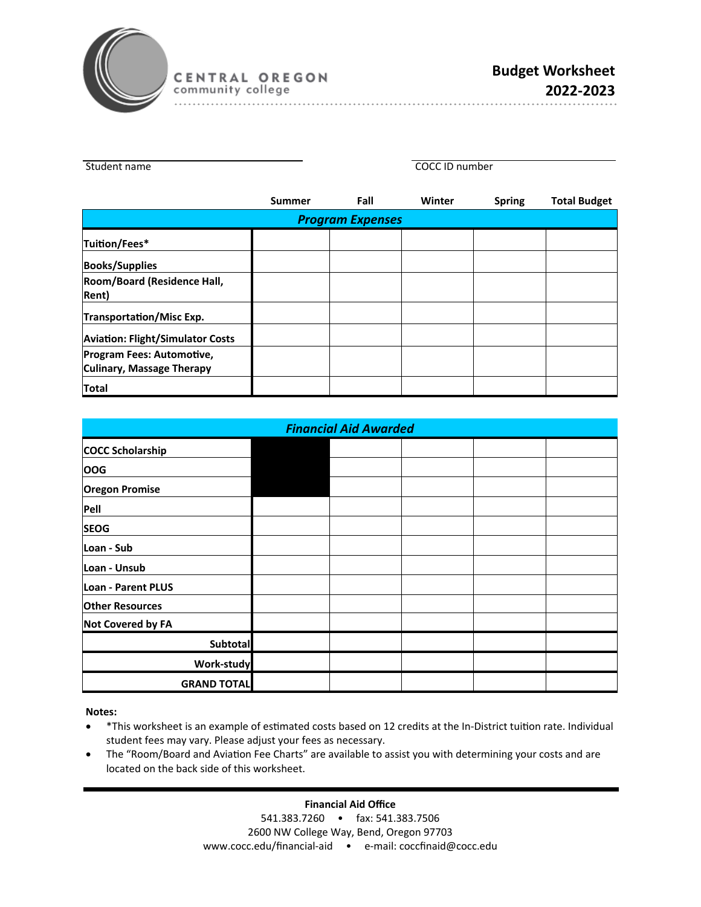CENTRAL OREGON
community college

# Budget Worksheet 2022-2023

Student name ______________________    COCC ID number ______________________

| | Summer | Fall | Winter | Spring | Total Budget |
|---|---|---|---|---|---|
| ***Program Expenses*** | | | | | |
| **Tuition/Fees*** | | | | | |
| **Books/Supplies** | | | | | |
| **Room/Board (Residence Hall, Rent)** | | | | | |
| **Transportation/Misc Exp.** | | | | | |
| **Aviation: Flight/Simulator Costs** | | | | | |
| **Program Fees: Automotive, Culinary, Massage Therapy** | | | | | |
| **Total** | | | | | |

| | Summer | Fall | Winter | Spring | Total Budget |
|---|---|---|---|---|---|
| ***Financial Aid Awarded*** | | | | | |
| **COCC Scholarship** | ■ | | | | |
| **OOG** | ■ | | | | |
| **Oregon Promise** | ■ | | | | |
| **Pell** | | | | | |
| **SEOG** | | | | | |
| **Loan - Sub** | | | | | |
| **Loan - Unsub** | | | | | |
| **Loan - Parent PLUS** | | | | | |
| **Other Resources** | | | | | |
| **Not Covered by FA** | | | | | |
| **Subtotal** | | | | | |
| **Work-study** | | | | | |
| **GRAND TOTAL** | | | | | |

**Notes:**

- *This worksheet is an example of estimated costs based on 12 credits at the In-District tuition rate. Individual student fees may vary. Please adjust your fees as necessary.
- The "Room/Board and Aviation Fee Charts" are available to assist you with determining your costs and are located on the back side of this worksheet.

**Financial Aid Office**
541.383.7260 • fax: 541.383.7506
2600 NW College Way, Bend, Oregon 97703
www.cocc.edu/financial-aid • e-mail: coccfinaid@cocc.edu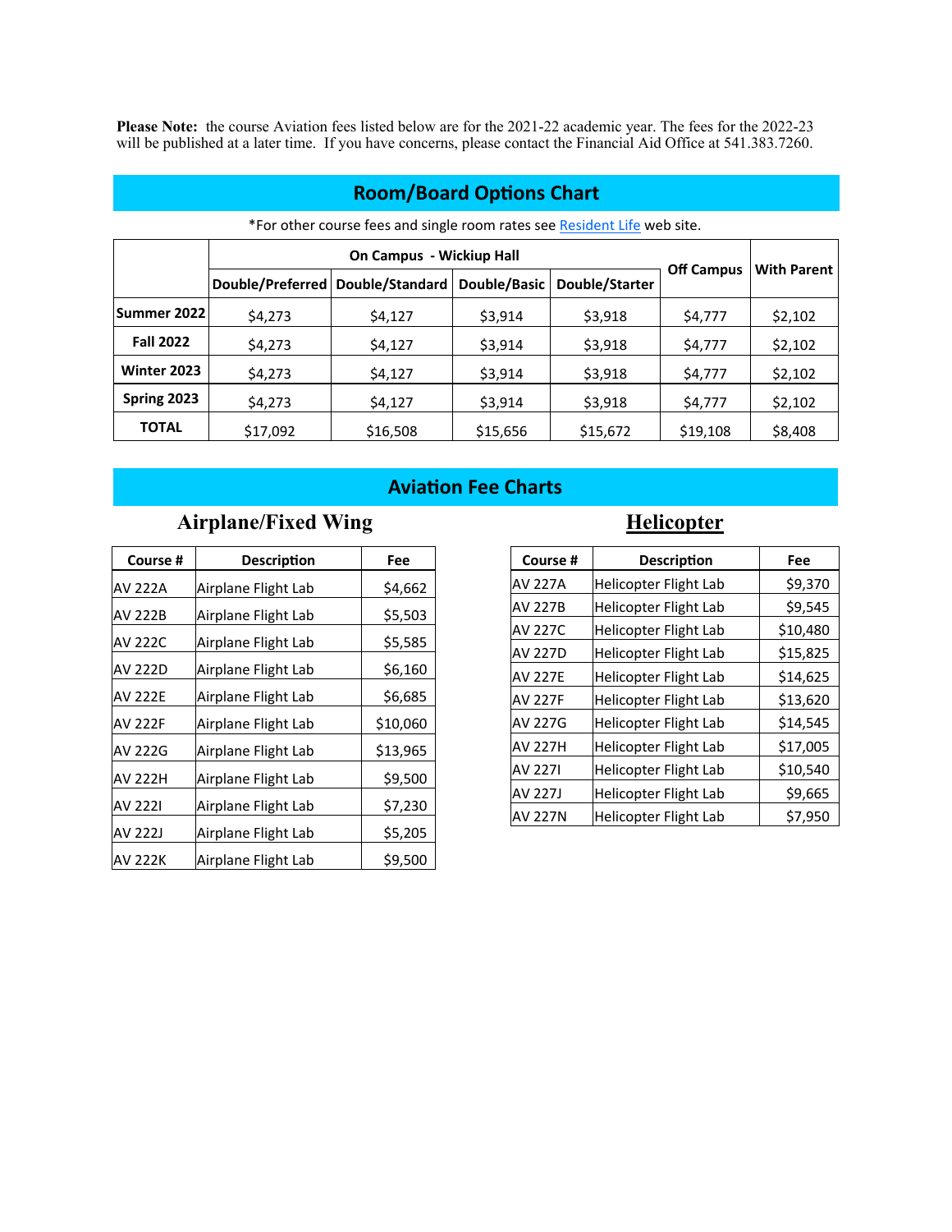**Please Note:** the course Aviation fees listed below are for the 2021-22 academic year. The fees for the 2022-23 will be published at a later time. If you have concerns, please contact the Financial Aid Office at 541.383.7260.

## Room/Board Options Chart

*For other course fees and single room rates see Resident Life web site.

| | On Campus - Wickiup Hall | | | | Off Campus | With Parent |
|---|---|---|---|---|---|---|
| | Double/Preferred | Double/Standard | Double/Basic | Double/Starter | | |
| Summer 2022 | $4,273 | $4,127 | $3,914 | $3,918 | $4,777 | $2,102 |
| Fall 2022 | $4,273 | $4,127 | $3,914 | $3,918 | $4,777 | $2,102 |
| Winter 2023 | $4,273 | $4,127 | $3,914 | $3,918 | $4,777 | $2,102 |
| Spring 2023 | $4,273 | $4,127 | $3,914 | $3,918 | $4,777 | $2,102 |
| TOTAL | $17,092 | $16,508 | $15,656 | $15,672 | $19,108 | $8,408 |

## Aviation Fee Charts

### Airplane/Fixed Wing

| Course # | Description | Fee |
|---|---|---|
| AV 222A | Airplane Flight Lab | $4,662 |
| AV 222B | Airplane Flight Lab | $5,503 |
| AV 222C | Airplane Flight Lab | $5,585 |
| AV 222D | Airplane Flight Lab | $6,160 |
| AV 222E | Airplane Flight Lab | $6,685 |
| AV 222F | Airplane Flight Lab | $10,060 |
| AV 222G | Airplane Flight Lab | $13,965 |
| AV 222H | Airplane Flight Lab | $9,500 |
| AV 222I | Airplane Flight Lab | $7,230 |
| AV 222J | Airplane Flight Lab | $5,205 |
| AV 222K | Airplane Flight Lab | $9,500 |

### Helicopter

| Course # | Description | Fee |
|---|---|---|
| AV 227A | Helicopter Flight Lab | $9,370 |
| AV 227B | Helicopter Flight Lab | $9,545 |
| AV 227C | Helicopter Flight Lab | $10,480 |
| AV 227D | Helicopter Flight Lab | $15,825 |
| AV 227E | Helicopter Flight Lab | $14,625 |
| AV 227F | Helicopter Flight Lab | $13,620 |
| AV 227G | Helicopter Flight Lab | $14,545 |
| AV 227H | Helicopter Flight Lab | $17,005 |
| AV 227I | Helicopter Flight Lab | $10,540 |
| AV 227J | Helicopter Flight Lab | $9,665 |
| AV 227N | Helicopter Flight Lab | $7,950 |